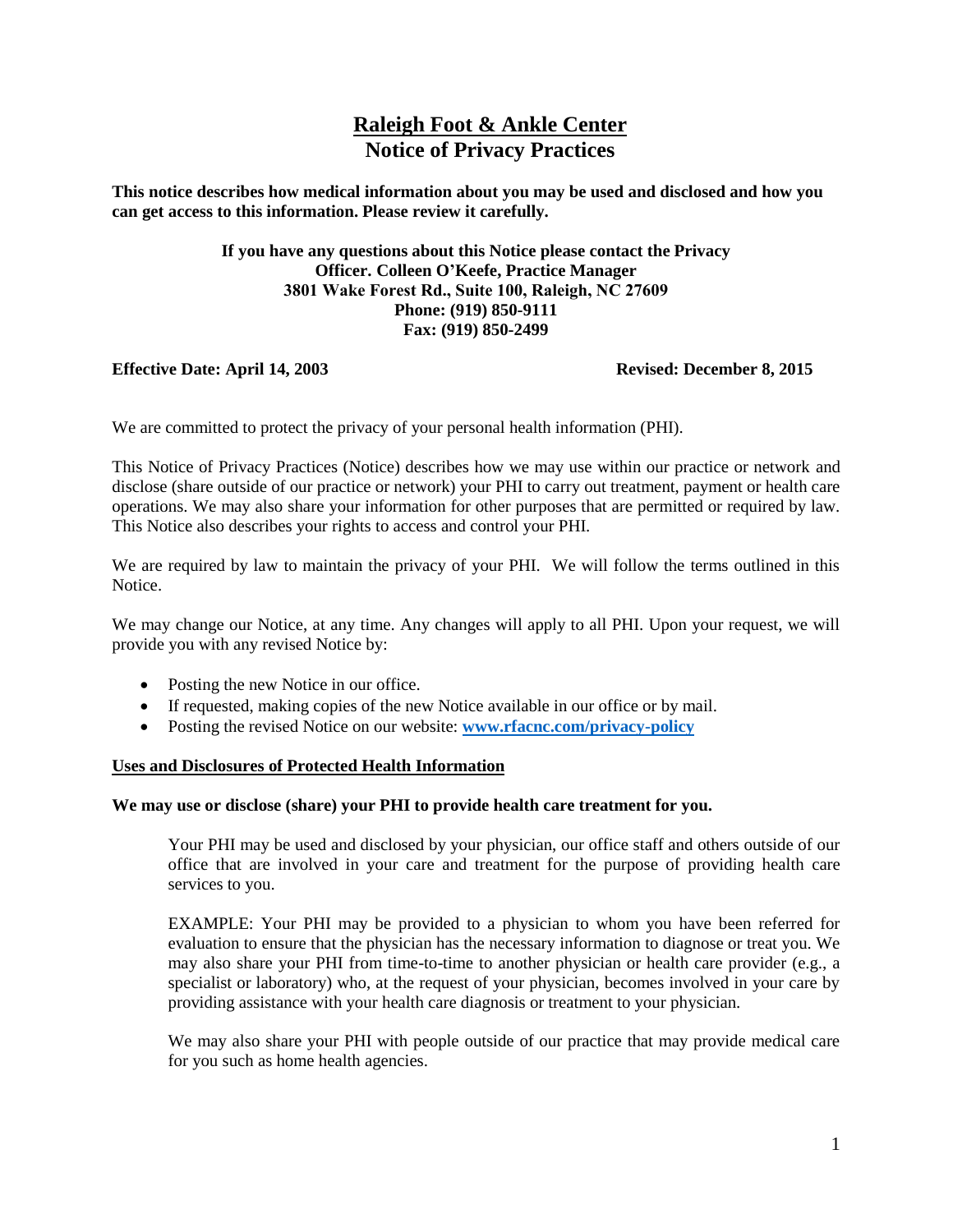# Raleigh Foot & Ankle Center
## Notice of Privacy Practices

**This notice describes how medical information about you may be used and disclosed and how you can get access to this information. Please review it carefully.**

**If you have any questions about this Notice please contact the Privacy Officer. Colleen O'Keefe, Practice Manager**
**3801 Wake Forest Rd., Suite 100, Raleigh, NC 27609**
**Phone: (919) 850-9111**
**Fax: (919) 850-2499**

**Effective Date: April 14, 2003** **Revised: December 8, 2015**

We are committed to protect the privacy of your personal health information (PHI).

This Notice of Privacy Practices (Notice) describes how we may use within our practice or network and disclose (share outside of our practice or network) your PHI to carry out treatment, payment or health care operations. We may also share your information for other purposes that are permitted or required by law. This Notice also describes your rights to access and control your PHI.

We are required by law to maintain the privacy of your PHI. We will follow the terms outlined in this Notice.

We may change our Notice, at any time. Any changes will apply to all PHI. Upon your request, we will provide you with any revised Notice by:

- Posting the new Notice in our office.
- If requested, making copies of the new Notice available in our office or by mail.
- Posting the revised Notice on our website: **www.rfacnc.com/privacy-policy**

### Uses and Disclosures of Protected Health Information

**We may use or disclose (share) your PHI to provide health care treatment for you.**

Your PHI may be used and disclosed by your physician, our office staff and others outside of our office that are involved in your care and treatment for the purpose of providing health care services to you.

EXAMPLE: Your PHI may be provided to a physician to whom you have been referred for evaluation to ensure that the physician has the necessary information to diagnose or treat you. We may also share your PHI from time-to-time to another physician or health care provider (e.g., a specialist or laboratory) who, at the request of your physician, becomes involved in your care by providing assistance with your health care diagnosis or treatment to your physician.

We may also share your PHI with people outside of our practice that may provide medical care for you such as home health agencies.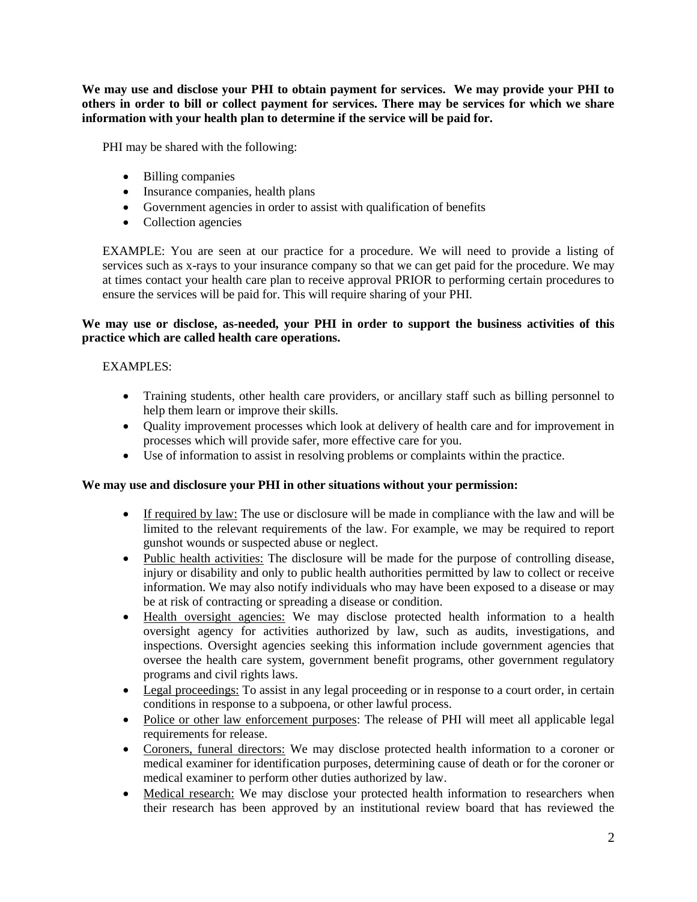**We may use and disclose your PHI to obtain payment for services. We may provide your PHI to others in order to bill or collect payment for services. There may be services for which we share information with your health plan to determine if the service will be paid for.**

PHI may be shared with the following:

- Billing companies
- Insurance companies, health plans
- Government agencies in order to assist with qualification of benefits
- Collection agencies

EXAMPLE: You are seen at our practice for a procedure. We will need to provide a listing of services such as x-rays to your insurance company so that we can get paid for the procedure. We may at times contact your health care plan to receive approval PRIOR to performing certain procedures to ensure the services will be paid for. This will require sharing of your PHI.

**We may use or disclose, as-needed, your PHI in order to support the business activities of this practice which are called health care operations.**

EXAMPLES:

- Training students, other health care providers, or ancillary staff such as billing personnel to help them learn or improve their skills.
- Quality improvement processes which look at delivery of health care and for improvement in processes which will provide safer, more effective care for you.
- Use of information to assist in resolving problems or complaints within the practice.

**We may use and disclosure your PHI in other situations without your permission:**

- <u>If required by law:</u> The use or disclosure will be made in compliance with the law and will be limited to the relevant requirements of the law. For example, we may be required to report gunshot wounds or suspected abuse or neglect.
- <u>Public health activities:</u> The disclosure will be made for the purpose of controlling disease, injury or disability and only to public health authorities permitted by law to collect or receive information. We may also notify individuals who may have been exposed to a disease or may be at risk of contracting or spreading a disease or condition.
- <u>Health oversight agencies:</u> We may disclose protected health information to a health oversight agency for activities authorized by law, such as audits, investigations, and inspections. Oversight agencies seeking this information include government agencies that oversee the health care system, government benefit programs, other government regulatory programs and civil rights laws.
- <u>Legal proceedings:</u> To assist in any legal proceeding or in response to a court order, in certain conditions in response to a subpoena, or other lawful process.
- <u>Police or other law enforcement purposes</u>: The release of PHI will meet all applicable legal requirements for release.
- <u>Coroners, funeral directors:</u> We may disclose protected health information to a coroner or medical examiner for identification purposes, determining cause of death or for the coroner or medical examiner to perform other duties authorized by law.
- <u>Medical research:</u> We may disclose your protected health information to researchers when their research has been approved by an institutional review board that has reviewed the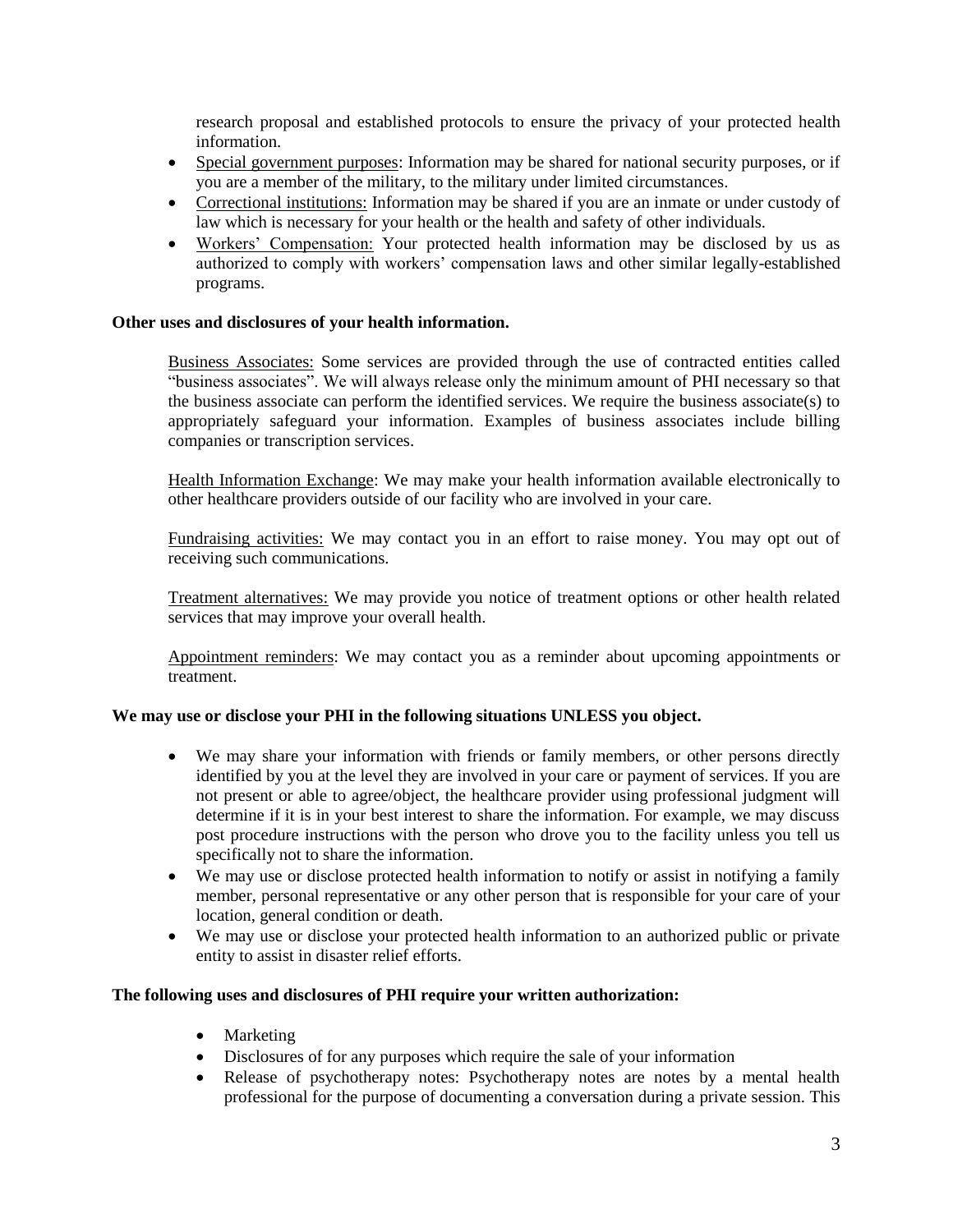research proposal and established protocols to ensure the privacy of your protected health information.

- Special government purposes: Information may be shared for national security purposes, or if you are a member of the military, to the military under limited circumstances.
- Correctional institutions: Information may be shared if you are an inmate or under custody of law which is necessary for your health or the health and safety of other individuals.
- Workers' Compensation: Your protected health information may be disclosed by us as authorized to comply with workers' compensation laws and other similar legally-established programs.

**Other uses and disclosures of your health information.**

Business Associates: Some services are provided through the use of contracted entities called "business associates". We will always release only the minimum amount of PHI necessary so that the business associate can perform the identified services. We require the business associate(s) to appropriately safeguard your information. Examples of business associates include billing companies or transcription services.

Health Information Exchange: We may make your health information available electronically to other healthcare providers outside of our facility who are involved in your care.

Fundraising activities: We may contact you in an effort to raise money. You may opt out of receiving such communications.

Treatment alternatives: We may provide you notice of treatment options or other health related services that may improve your overall health.

Appointment reminders: We may contact you as a reminder about upcoming appointments or treatment.

**We may use or disclose your PHI in the following situations UNLESS you object.**

- We may share your information with friends or family members, or other persons directly identified by you at the level they are involved in your care or payment of services. If you are not present or able to agree/object, the healthcare provider using professional judgment will determine if it is in your best interest to share the information. For example, we may discuss post procedure instructions with the person who drove you to the facility unless you tell us specifically not to share the information.
- We may use or disclose protected health information to notify or assist in notifying a family member, personal representative or any other person that is responsible for your care of your location, general condition or death.
- We may use or disclose your protected health information to an authorized public or private entity to assist in disaster relief efforts.

**The following uses and disclosures of PHI require your written authorization:**

- Marketing
- Disclosures of for any purposes which require the sale of your information
- Release of psychotherapy notes: Psychotherapy notes are notes by a mental health professional for the purpose of documenting a conversation during a private session. This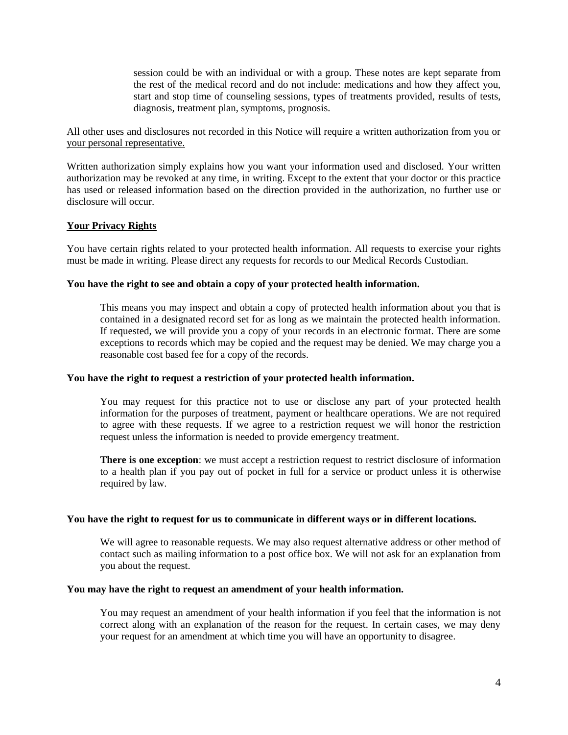session could be with an individual or with a group. These notes are kept separate from the rest of the medical record and do not include: medications and how they affect you, start and stop time of counseling sessions, types of treatments provided, results of tests, diagnosis, treatment plan, symptoms, prognosis.

<u>All other uses and disclosures not recorded in this Notice will require a written authorization from you or your personal representative.</u>

Written authorization simply explains how you want your information used and disclosed. Your written authorization may be revoked at any time, in writing. Except to the extent that your doctor or this practice has used or released information based on the direction provided in the authorization, no further use or disclosure will occur.

## <u>Your Privacy Rights</u>

You have certain rights related to your protected health information. All requests to exercise your rights must be made in writing. Please direct any requests for records to our Medical Records Custodian.

**You have the right to see and obtain a copy of your protected health information.**

This means you may inspect and obtain a copy of protected health information about you that is contained in a designated record set for as long as we maintain the protected health information. If requested, we will provide you a copy of your records in an electronic format. There are some exceptions to records which may be copied and the request may be denied. We may charge you a reasonable cost based fee for a copy of the records.

**You have the right to request a restriction of your protected health information.**

You may request for this practice not to use or disclose any part of your protected health information for the purposes of treatment, payment or healthcare operations. We are not required to agree with these requests. If we agree to a restriction request we will honor the restriction request unless the information is needed to provide emergency treatment.

**There is one exception**: we must accept a restriction request to restrict disclosure of information to a health plan if you pay out of pocket in full for a service or product unless it is otherwise required by law.

**You have the right to request for us to communicate in different ways or in different locations.**

We will agree to reasonable requests. We may also request alternative address or other method of contact such as mailing information to a post office box. We will not ask for an explanation from you about the request.

**You may have the right to request an amendment of your health information.**

You may request an amendment of your health information if you feel that the information is not correct along with an explanation of the reason for the request. In certain cases, we may deny your request for an amendment at which time you will have an opportunity to disagree.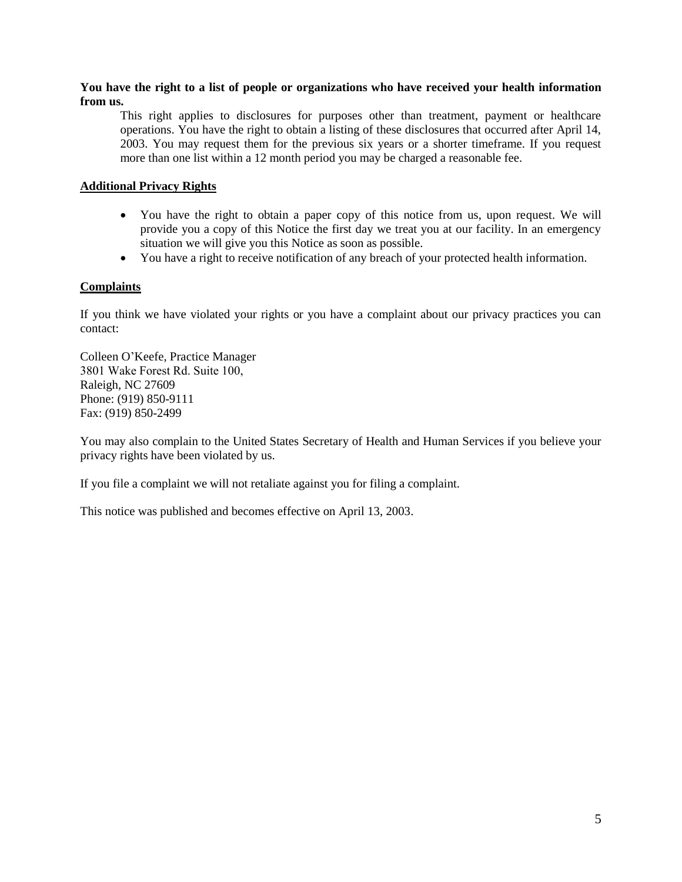**You have the right to a list of people or organizations who have received your health information from us.**

This right applies to disclosures for purposes other than treatment, payment or healthcare operations. You have the right to obtain a listing of these disclosures that occurred after April 14, 2003. You may request them for the previous six years or a shorter timeframe. If you request more than one list within a 12 month period you may be charged a reasonable fee.

## Additional Privacy Rights

- You have the right to obtain a paper copy of this notice from us, upon request. We will provide you a copy of this Notice the first day we treat you at our facility. In an emergency situation we will give you this Notice as soon as possible.
- You have a right to receive notification of any breach of your protected health information.

## Complaints

If you think we have violated your rights or you have a complaint about our privacy practices you can contact:

Colleen O'Keefe, Practice Manager
3801 Wake Forest Rd. Suite 100,
Raleigh, NC 27609
Phone: (919) 850-9111
Fax: (919) 850-2499

You may also complain to the United States Secretary of Health and Human Services if you believe your privacy rights have been violated by us.

If you file a complaint we will not retaliate against you for filing a complaint.

This notice was published and becomes effective on April 13, 2003.